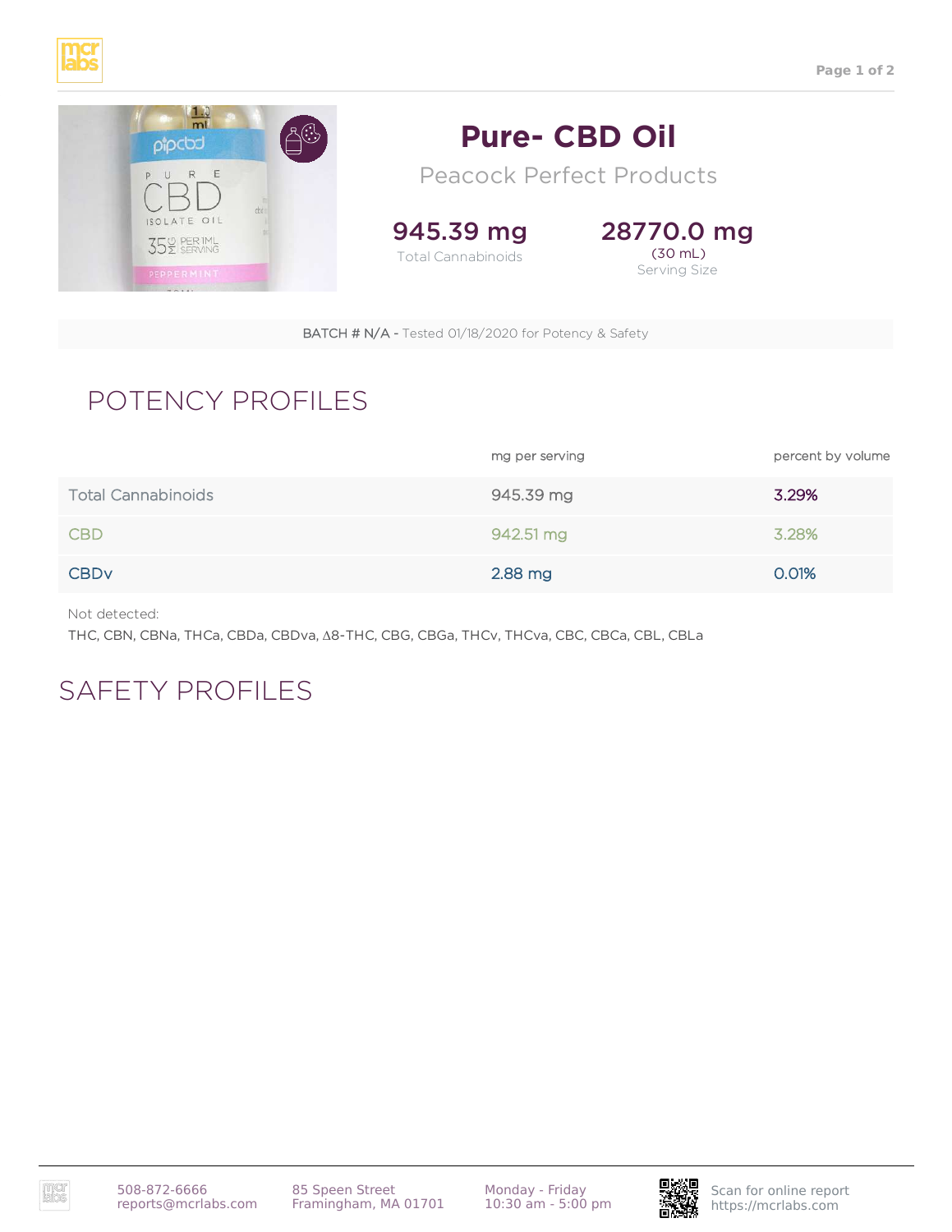# Pure- CBD Oil

Peacock Perfect Products

**945.39 mg**
Total Cannabinoids

**28770.0 mg**
(30 mL)
Serving Size

BATCH # N/A - Tested 01/18/2020 for Potency & Safety

## POTENCY PROFILES

| | mg per serving | percent by volume |
| --- | --- | --- |
| Total Cannabinoids | 945.39 mg | 3.29% |
| CBD | 942.51 mg | 3.28% |
| CBDv | 2.88 mg | 0.01% |

Not detected:
THC, CBN, CBNa, THCa, CBDa, CBDva, Δ8-THC, CBG, CBGa, THCv, THCva, CBC, CBCa, CBL, CBLa

## SAFETY PROFILES

508-872-6666
reports@mcrlabs.com

85 Speen Street
Framingham, MA 01701

Monday - Friday
10:30 am - 5:00 pm

Scan for online report
https://mcrlabs.com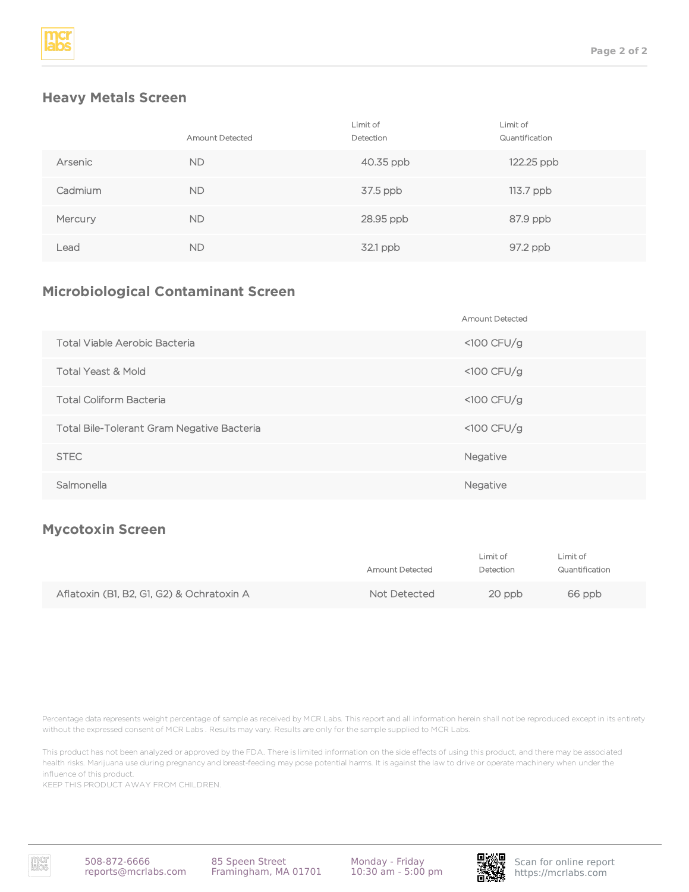## Heavy Metals Screen

| | Amount Detected | Limit of Detection | Limit of Quantification |
|---|---|---|---|
| Arsenic | ND | 40.35 ppb | 122.25 ppb |
| Cadmium | ND | 37.5 ppb | 113.7 ppb |
| Mercury | ND | 28.95 ppb | 87.9 ppb |
| Lead | ND | 32.1 ppb | 97.2 ppb |

## Microbiological Contaminant Screen

| | Amount Detected |
|---|---|
| Total Viable Aerobic Bacteria | <100 CFU/g |
| Total Yeast & Mold | <100 CFU/g |
| Total Coliform Bacteria | <100 CFU/g |
| Total Bile-Tolerant Gram Negative Bacteria | <100 CFU/g |
| STEC | Negative |
| Salmonella | Negative |

## Mycotoxin Screen

| | Amount Detected | Limit of Detection | Limit of Quantification |
|---|---|---|---|
| Aflatoxin (B1, B2, G1, G2) & Ochratoxin A | Not Detected | 20 ppb | 66 ppb |

Percentage data represents weight percentage of sample as received by MCR Labs. This report and all information herein shall not be reproduced except in its entirety without the expressed consent of MCR Labs . Results may vary. Results are only for the sample supplied to MCR Labs.

This product has not been analyzed or approved by the FDA. There is limited information on the side effects of using this product, and there may be associated health risks. Marijuana use during pregnancy and breast-feeding may pose potential harms. It is against the law to drive or operate machinery when under the influence of this product.
KEEP THIS PRODUCT AWAY FROM CHILDREN.

508-872-6666
reports@mcrlabs.com

85 Speen Street
Framingham, MA 01701

Monday - Friday
10:30 am - 5:00 pm

Scan for online report
https://mcrlabs.com